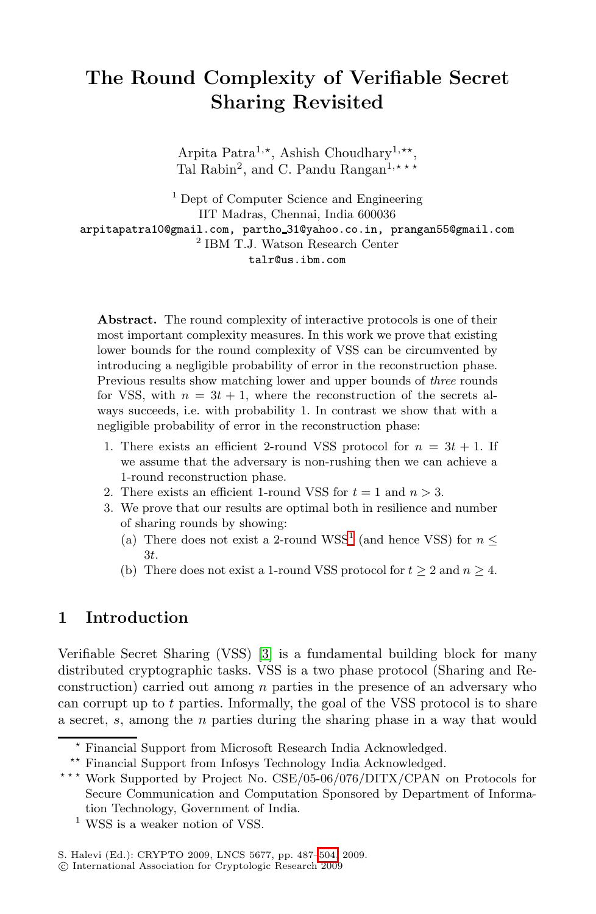# The Round Complexity of Verifiable Secret Sharing Revisited

Arpita Patra[1,⋆], Ashish Choudhary[1,⋆⋆], Tal Rabin[2], and C. Pandu Rangan[1,⋆⋆⋆]

[1] Dept of Computer Science and Engineering
IIT Madras, Chennai, India 600036
arpitapatra10@gmail.com, partho_31@yahoo.co.in, prangan55@gmail.com
[2] IBM T.J. Watson Research Center
talr@us.ibm.com

**Abstract.** The round complexity of interactive protocols is one of their most important complexity measures. In this work we prove that existing lower bounds for the round complexity of VSS can be circumvented by introducing a negligible probability of error in the reconstruction phase. Previous results show matching lower and upper bounds of *three* rounds for VSS, with $n = 3t + 1$, where the reconstruction of the secrets always succeeds, i.e. with probability 1. In contrast we show that with a negligible probability of error in the reconstruction phase:

1. There exists an efficient 2-round VSS protocol for $n = 3t + 1$. If we assume that the adversary is non-rushing then we can achieve a 1-round reconstruction phase.
2. There exists an efficient 1-round VSS for $t = 1$ and $n > 3$.
3. We prove that our results are optimal both in resilience and number of sharing rounds by showing:
   (a) There does not exist a 2-round WSS[1] (and hence VSS) for $n \leq 3t$.
   (b) There does not exist a 1-round VSS protocol for $t \geq 2$ and $n \geq 4$.

## 1 Introduction

Verifiable Secret Sharing (VSS) [3] is a fundamental building block for many distributed cryptographic tasks. VSS is a two phase protocol (Sharing and Reconstruction) carried out among $n$ parties in the presence of an adversary who can corrupt up to $t$ parties. Informally, the goal of the VSS protocol is to share a secret, $s$, among the $n$ parties during the sharing phase in a way that would

⋆ Financial Support from Microsoft Research India Acknowledged.
⋆⋆ Financial Support from Infosys Technology India Acknowledged.
⋆⋆⋆ Work Supported by Project No. CSE/05-06/076/DITX/CPAN on Protocols for Secure Communication and Computation Sponsored by Department of Information Technology, Government of India.
[1] WSS is a weaker notion of VSS.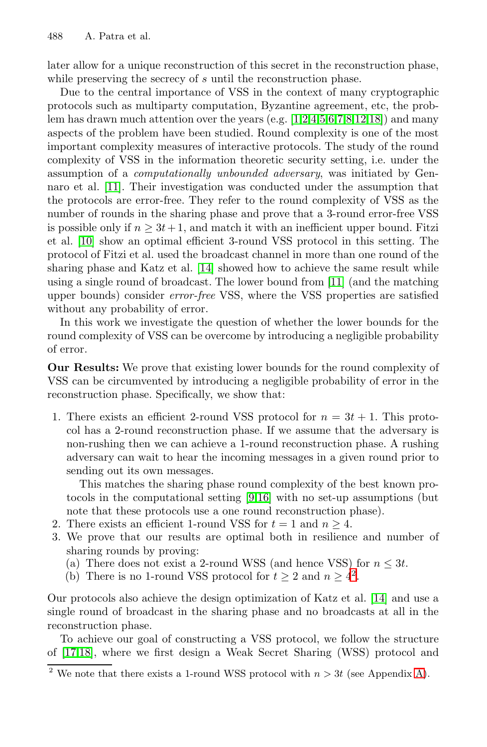later allow for a unique reconstruction of this secret in the reconstruction phase, while preserving the secrecy of $s$ until the reconstruction phase.

Due to the central importance of VSS in the context of many cryptographic protocols such as multiparty computation, Byzantine agreement, etc, the problem has drawn much attention over the years (e.g. [1,2,4,5,6,7,8,12,18]) and many aspects of the problem have been studied. Round complexity is one of the most important complexity measures of interactive protocols. The study of the round complexity of VSS in the information theoretic security setting, i.e. under the assumption of a *computationally unbounded adversary*, was initiated by Gennaro et al. [11]. Their investigation was conducted under the assumption that the protocols are error-free. They refer to the round complexity of VSS as the number of rounds in the sharing phase and prove that a 3-round error-free VSS is possible only if $n \geq 3t+1$, and match it with an inefficient upper bound. Fitzi et al. [10] show an optimal efficient 3-round VSS protocol in this setting. The protocol of Fitzi et al. used the broadcast channel in more than one round of the sharing phase and Katz et al. [14] showed how to achieve the same result while using a single round of broadcast. The lower bound from [11] (and the matching upper bounds) consider *error-free* VSS, where the VSS properties are satisfied without any probability of error.

In this work we investigate the question of whether the lower bounds for the round complexity of VSS can be overcome by introducing a negligible probability of error.

**Our Results:** We prove that existing lower bounds for the round complexity of VSS can be circumvented by introducing a negligible probability of error in the reconstruction phase. Specifically, we show that:

1. There exists an efficient 2-round VSS protocol for $n = 3t+1$. This protocol has a 2-round reconstruction phase. If we assume that the adversary is non-rushing then we can achieve a 1-round reconstruction phase. A rushing adversary can wait to hear the incoming messages in a given round prior to sending out its own messages.

   This matches the sharing phase round complexity of the best known protocols in the computational setting [9,16] with no set-up assumptions (but note that these protocols use a one round reconstruction phase).
2. There exists an efficient 1-round VSS for $t = 1$ and $n \geq 4$.
3. We prove that our results are optimal both in resilience and number of sharing rounds by proving:
   (a) There does not exist a 2-round WSS (and hence VSS) for $n \leq 3t$.
   (b) There is no 1-round VSS protocol for $t \geq 2$ and $n \geq 4$[2].

Our protocols also achieve the design optimization of Katz et al. [14] and use a single round of broadcast in the sharing phase and no broadcasts at all in the reconstruction phase.

To achieve our goal of constructing a VSS protocol, we follow the structure of [17,18], where we first design a Weak Secret Sharing (WSS) protocol and

[2] We note that there exists a 1-round WSS protocol with $n > 3t$ (see Appendix A).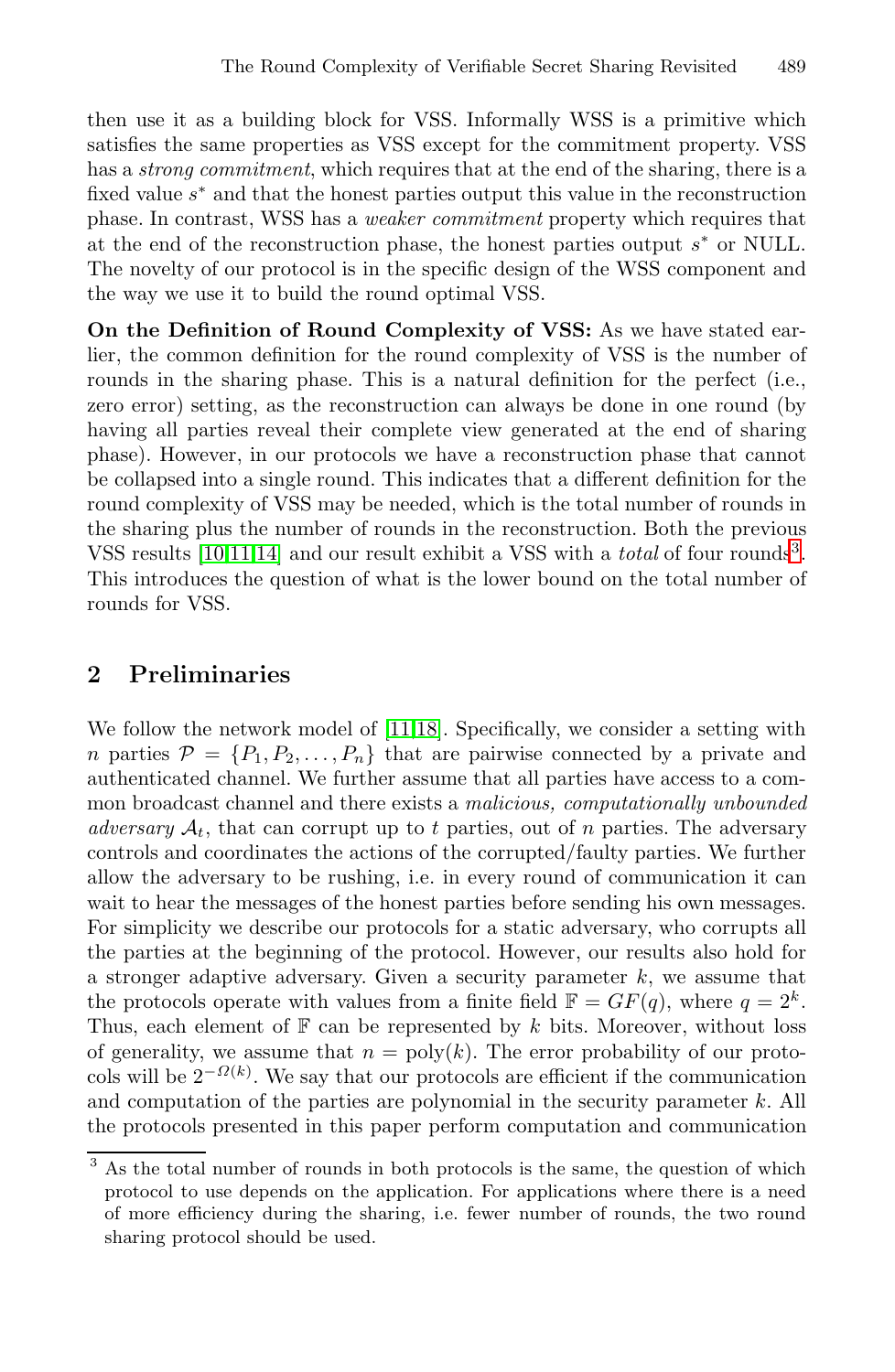then use it as a building block for VSS. Informally WSS is a primitive which satisfies the same properties as VSS except for the commitment property. VSS has a *strong commitment*, which requires that at the end of the sharing, there is a fixed value $s^*$ and that the honest parties output this value in the reconstruction phase. In contrast, WSS has a *weaker commitment* property which requires that at the end of the reconstruction phase, the honest parties output $s^*$ or NULL. The novelty of our protocol is in the specific design of the WSS component and the way we use it to build the round optimal VSS.

**On the Definition of Round Complexity of VSS:** As we have stated earlier, the common definition for the round complexity of VSS is the number of rounds in the sharing phase. This is a natural definition for the perfect (i.e., zero error) setting, as the reconstruction can always be done in one round (by having all parties reveal their complete view generated at the end of sharing phase). However, in our protocols we have a reconstruction phase that cannot be collapsed into a single round. This indicates that a different definition for the round complexity of VSS may be needed, which is the total number of rounds in the sharing plus the number of rounds in the reconstruction. Both the previous VSS results [10,11,14] and our result exhibit a VSS with a *total* of four rounds[3]. This introduces the question of what is the lower bound on the total number of rounds for VSS.

## 2 Preliminaries

We follow the network model of [11,18]. Specifically, we consider a setting with $n$ parties $\mathcal{P} = \{P_1, P_2, \ldots, P_n\}$ that are pairwise connected by a private and authenticated channel. We further assume that all parties have access to a common broadcast channel and there exists a *malicious, computationally unbounded adversary* $\mathcal{A}_t$, that can corrupt up to $t$ parties, out of $n$ parties. The adversary controls and coordinates the actions of the corrupted/faulty parties. We further allow the adversary to be rushing, i.e. in every round of communication it can wait to hear the messages of the honest parties before sending his own messages. For simplicity we describe our protocols for a static adversary, who corrupts all the parties at the beginning of the protocol. However, our results also hold for a stronger adaptive adversary. Given a security parameter $k$, we assume that the protocols operate with values from a finite field $\mathbb{F} = GF(q)$, where $q = 2^k$. Thus, each element of $\mathbb{F}$ can be represented by $k$ bits. Moreover, without loss of generality, we assume that $n = \text{poly}(k)$. The error probability of our protocols will be $2^{-\Omega(k)}$. We say that our protocols are efficient if the communication and computation of the parties are polynomial in the security parameter $k$. All the protocols presented in this paper perform computation and communication

[3] As the total number of rounds in both protocols is the same, the question of which protocol to use depends on the application. For applications where there is a need of more efficiency during the sharing, i.e. fewer number of rounds, the two round sharing protocol should be used.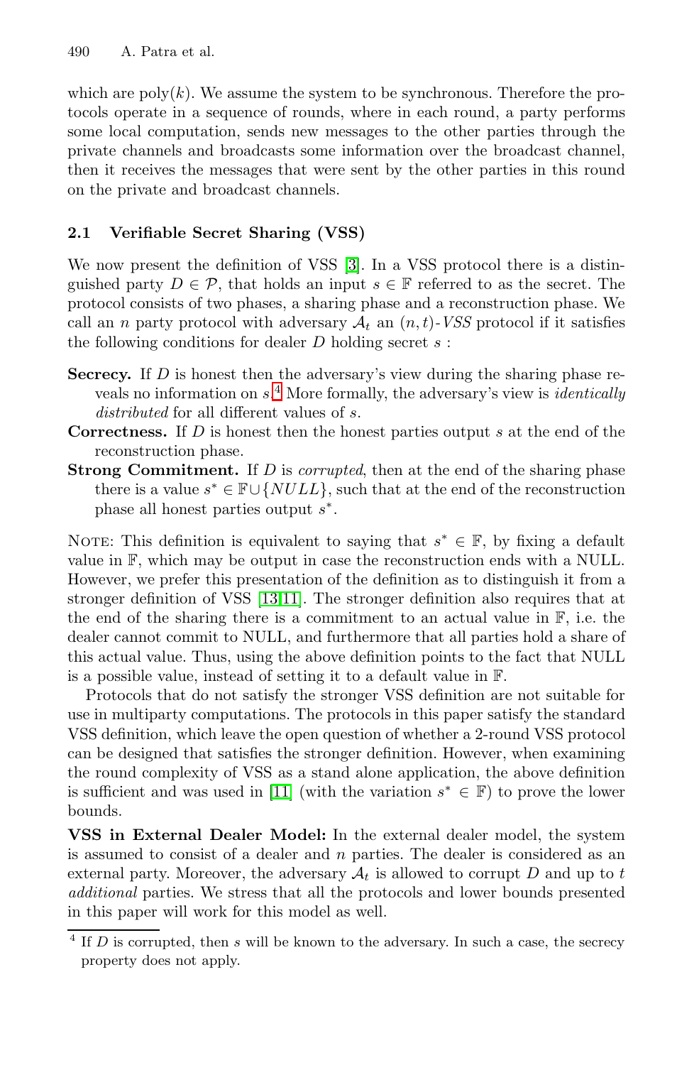which are poly($k$). We assume the system to be synchronous. Therefore the protocols operate in a sequence of rounds, where in each round, a party performs some local computation, sends new messages to the other parties through the private channels and broadcasts some information over the broadcast channel, then it receives the messages that were sent by the other parties in this round on the private and broadcast channels.

### 2.1 Verifiable Secret Sharing (VSS)

We now present the definition of VSS [3]. In a VSS protocol there is a distinguished party $D \in \mathcal{P}$, that holds an input $s \in \mathbb{F}$ referred to as the secret. The protocol consists of two phases, a sharing phase and a reconstruction phase. We call an $n$ party protocol with adversary $\mathcal{A}_t$ an $(n,t)$-*VSS* protocol if it satisfies the following conditions for dealer $D$ holding secret $s$ :

- **Secrecy.** If $D$ is honest then the adversary's view during the sharing phase reveals no information on $s$.[4] More formally, the adversary's view is *identically distributed* for all different values of $s$.
- **Correctness.** If $D$ is honest then the honest parties output $s$ at the end of the reconstruction phase.
- **Strong Commitment.** If $D$ is *corrupted*, then at the end of the sharing phase there is a value $s^* \in \mathbb{F} \cup \{NULL\}$, such that at the end of the reconstruction phase all honest parties output $s^*$.

NOTE: This definition is equivalent to saying that $s^* \in \mathbb{F}$, by fixing a default value in $\mathbb{F}$, which may be output in case the reconstruction ends with a NULL. However, we prefer this presentation of the definition as to distinguish it from a stronger definition of VSS [13,11]. The stronger definition also requires that at the end of the sharing there is a commitment to an actual value in $\mathbb{F}$, i.e. the dealer cannot commit to NULL, and furthermore that all parties hold a share of this actual value. Thus, using the above definition points to the fact that NULL is a possible value, instead of setting it to a default value in $\mathbb{F}$.

Protocols that do not satisfy the stronger VSS definition are not suitable for use in multiparty computations. The protocols in this paper satisfy the standard VSS definition, which leave the open question of whether a 2-round VSS protocol can be designed that satisfies the stronger definition. However, when examining the round complexity of VSS as a stand alone application, the above definition is sufficient and was used in [11] (with the variation $s^* \in \mathbb{F}$) to prove the lower bounds.

**VSS in External Dealer Model:** In the external dealer model, the system is assumed to consist of a dealer and $n$ parties. The dealer is considered as an external party. Moreover, the adversary $\mathcal{A}_t$ is allowed to corrupt $D$ and up to $t$ *additional* parties. We stress that all the protocols and lower bounds presented in this paper will work for this model as well.

[4] If $D$ is corrupted, then $s$ will be known to the adversary. In such a case, the secrecy property does not apply.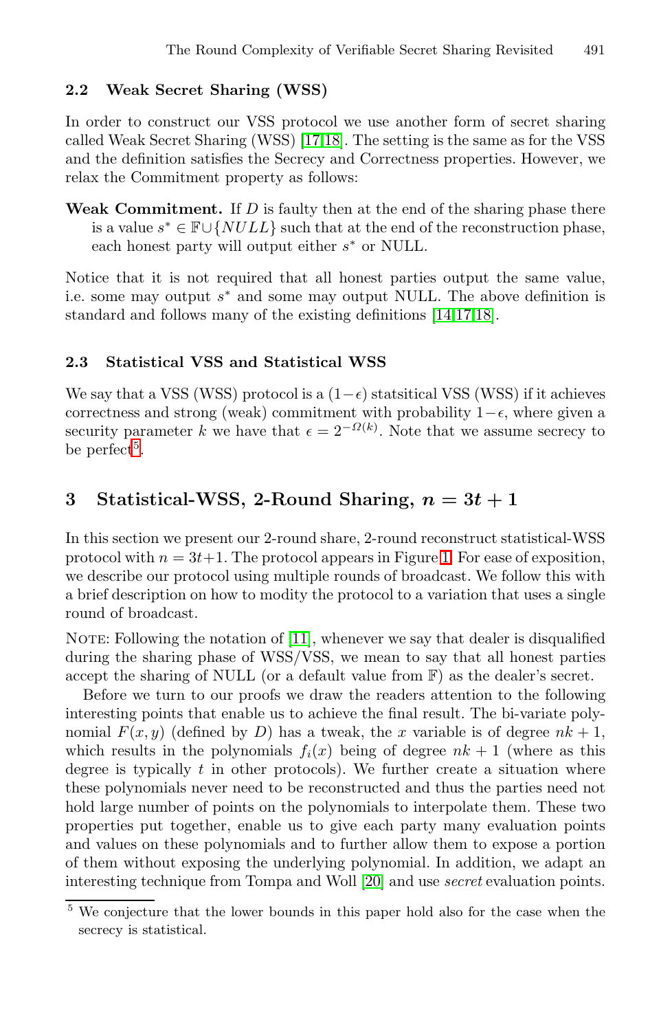### 2.2 Weak Secret Sharing (WSS)

In order to construct our VSS protocol we use another form of secret sharing called Weak Secret Sharing (WSS) [17,18]. The setting is the same as for the VSS and the definition satisfies the Secrecy and Correctness properties. However, we relax the Commitment property as follows:

**Weak Commitment.** If $D$ is faulty then at the end of the sharing phase there is a value $s^* \in \mathbb{F} \cup \{NULL\}$ such that at the end of the reconstruction phase, each honest party will output either $s^*$ or NULL.

Notice that it is not required that all honest parties output the same value, i.e. some may output $s^*$ and some may output NULL. The above definition is standard and follows many of the existing definitions [14,17,18].

### 2.3 Statistical VSS and Statistical WSS

We say that a VSS (WSS) protocol is a $(1-\epsilon)$ statsitical VSS (WSS) if it achieves correctness and strong (weak) commitment with probability $1-\epsilon$, where given a security parameter $k$ we have that $\epsilon = 2^{-\Omega(k)}$. Note that we assume secrecy to be perfect[5].

## 3 Statistical-WSS, 2-Round Sharing, $n = 3t + 1$

In this section we present our 2-round share, 2-round reconstruct statistical-WSS protocol with $n = 3t+1$. The protocol appears in Figure 1. For ease of exposition, we describe our protocol using multiple rounds of broadcast. We follow this with a brief description on how to modity the protocol to a variation that uses a single round of broadcast.

NOTE: Following the notation of [11], whenever we say that dealer is disqualified during the sharing phase of WSS/VSS, we mean to say that all honest parties accept the sharing of NULL (or a default value from $\mathbb{F}$) as the dealer's secret.

Before we turn to our proofs we draw the readers attention to the following interesting points that enable us to achieve the final result. The bi-variate polynomial $F(x, y)$ (defined by $D$) has a tweak, the $x$ variable is of degree $nk + 1$, which results in the polynomials $f_i(x)$ being of degree $nk + 1$ (where as this degree is typically $t$ in other protocols). We further create a situation where these polynomials never need to be reconstructed and thus the parties need not hold large number of points on the polynomials to interpolate them. These two properties put together, enable us to give each party many evaluation points and values on these polynomials and to further allow them to expose a portion of them without exposing the underlying polynomial. In addition, we adapt an interesting technique from Tompa and Woll [20] and use *secret* evaluation points.

[5] We conjecture that the lower bounds in this paper hold also for the case when the secrecy is statistical.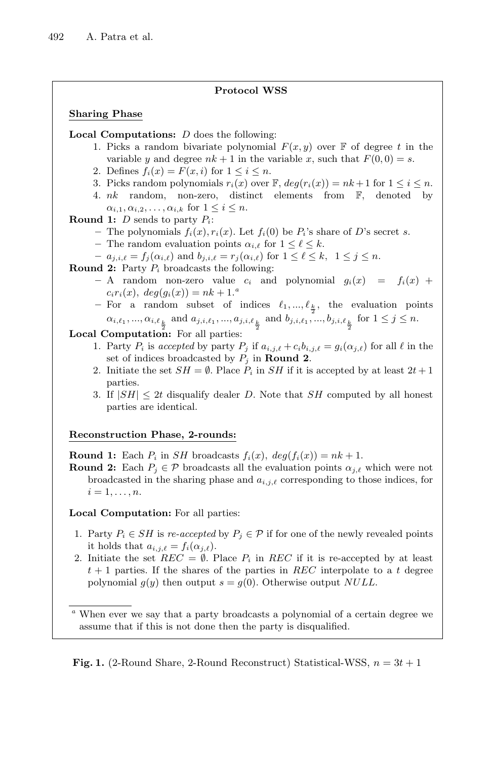**Protocol WSS**

**Sharing Phase**

**Local Computations:** $D$ does the following:

1. Picks a random bivariate polynomial $F(x, y)$ over $\mathbb{F}$ of degree $t$ in the variable $y$ and degree $nk + 1$ in the variable $x$, such that $F(0, 0) = s$.
2. Defines $f_i(x) = F(x, i)$ for $1 \leq i \leq n$.
3. Picks random polynomials $r_i(x)$ over $\mathbb{F}$, $deg(r_i(x)) = nk+1$ for $1 \leq i \leq n$.
4. $nk$ random, non-zero, distinct elements from $\mathbb{F}$, denoted by $\alpha_{i,1}, \alpha_{i,2}, \ldots, \alpha_{i,k}$ for $1 \leq i \leq n$.

**Round 1:** $D$ sends to party $P_i$:

- The polynomials $f_i(x), r_i(x)$. Let $f_i(0)$ be $P_i$'s share of $D$'s secret $s$.
- The random evaluation points $\alpha_{i,\ell}$ for $1 \leq \ell \leq k$.
- $a_{j,i,\ell} = f_j(\alpha_{i,\ell})$ and $b_{j,i,\ell} = r_j(\alpha_{i,\ell})$ for $1 \leq \ell \leq k$, $1 \leq j \leq n$.

**Round 2:** Party $P_i$ broadcasts the following:

- A random non-zero value $c_i$ and polynomial $g_i(x) = f_i(x) + c_i r_i(x)$, $deg(g_i(x)) = nk + 1$.[a]
- For a random subset of indices $\ell_1, ..., \ell_{\frac{k}{2}}$, the evaluation points $\alpha_{i,\ell_1}, ..., \alpha_{i,\ell_{\frac{k}{2}}}$ and $a_{j,i,\ell_1}, ..., a_{j,i,\ell_{\frac{k}{2}}}$ and $b_{j,i,\ell_1}, ..., b_{j,i,\ell_{\frac{k}{2}}}$ for $1 \leq j \leq n$.

**Local Computation:** For all parties:

1. Party $P_i$ is *accepted* by party $P_j$ if $a_{i,j,\ell} + c_i b_{i,j,\ell} = g_i(\alpha_{j,\ell})$ for all $\ell$ in the set of indices broadcasted by $P_j$ in **Round 2**.
2. Initiate the set $SH = \emptyset$. Place $P_i$ in $SH$ if it is accepted by at least $2t + 1$ parties.
3. If $|SH| \leq 2t$ disqualify dealer $D$. Note that $SH$ computed by all honest parties are identical.

**Reconstruction Phase, 2-rounds:**

**Round 1:** Each $P_i$ in $SH$ broadcasts $f_i(x)$, $deg(f_i(x)) = nk + 1$.

**Round 2:** Each $P_j \in \mathcal{P}$ broadcasts all the evaluation points $\alpha_{j,\ell}$ which were not broadcasted in the sharing phase and $a_{i,j,\ell}$ corresponding to those indices, for $i = 1, \ldots, n$.

**Local Computation:** For all parties:

1. Party $P_i \in SH$ is *re-accepted* by $P_j \in \mathcal{P}$ if for one of the newly revealed points it holds that $a_{i,j,\ell} = f_i(\alpha_{j,\ell})$.
2. Initiate the set $REC = \emptyset$. Place $P_i$ in $REC$ if it is re-accepted by at least $t + 1$ parties. If the shares of the parties in $REC$ interpolate to a $t$ degree polynomial $g(y)$ then output $s = g(0)$. Otherwise output $NULL$.

[a] When ever we say that a party broadcasts a polynomial of a certain degree we assume that if this is not done then the party is disqualified.

**Fig. 1.** (2-Round Share, 2-Round Reconstruct) Statistical-WSS, $n = 3t + 1$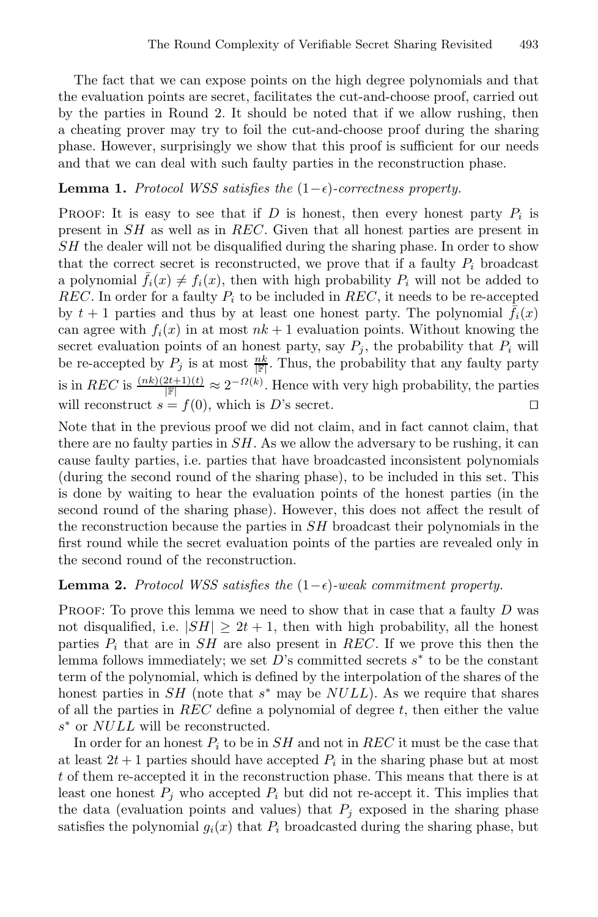The fact that we can expose points on the high degree polynomials and that the evaluation points are secret, facilitates the cut-and-choose proof, carried out by the parties in Round 2. It should be noted that if we allow rushing, then a cheating prover may try to foil the cut-and-choose proof during the sharing phase. However, surprisingly we show that this proof is sufficient for our needs and that we can deal with such faulty parties in the reconstruction phase.

**Lemma 1.** *Protocol WSS satisfies the* $(1-\epsilon)$*-correctness property.*

Proof: It is easy to see that if $D$ is honest, then every honest party $P_i$ is present in $SH$ as well as in $REC$. Given that all honest parties are present in $SH$ the dealer will not be disqualified during the sharing phase. In order to show that the correct secret is reconstructed, we prove that if a faulty $P_i$ broadcast a polynomial $\bar{f}_i(x) \neq f_i(x)$, then with high probability $P_i$ will not be added to $REC$. In order for a faulty $P_i$ to be included in $REC$, it needs to be re-accepted by $t+1$ parties and thus by at least one honest party. The polynomial $\bar{f}_i(x)$ can agree with $f_i(x)$ in at most $nk+1$ evaluation points. Without knowing the secret evaluation points of an honest party, say $P_j$, the probability that $P_i$ will be re-accepted by $P_j$ is at most $\frac{nk}{|\mathbb{F}|}$. Thus, the probability that any faulty party is in $REC$ is $\frac{(nk)(2t+1)(t)}{|\mathbb{F}|} \approx 2^{-\Omega(k)}$. Hence with very high probability, the parties will reconstruct $s = f(0)$, which is $D$'s secret. □

Note that in the previous proof we did not claim, and in fact cannot claim, that there are no faulty parties in $SH$. As we allow the adversary to be rushing, it can cause faulty parties, i.e. parties that have broadcasted inconsistent polynomials (during the second round of the sharing phase), to be included in this set. This is done by waiting to hear the evaluation points of the honest parties (in the second round of the sharing phase). However, this does not affect the result of the reconstruction because the parties in $SH$ broadcast their polynomials in the first round while the secret evaluation points of the parties are revealed only in the second round of the reconstruction.

**Lemma 2.** *Protocol WSS satisfies the* $(1-\epsilon)$*-weak commitment property.*

Proof: To prove this lemma we need to show that in case that a faulty $D$ was not disqualified, i.e. $|SH| \geq 2t+1$, then with high probability, all the honest parties $P_i$ that are in $SH$ are also present in $REC$. If we prove this then the lemma follows immediately; we set $D$'s committed secrets $s^*$ to be the constant term of the polynomial, which is defined by the interpolation of the shares of the honest parties in $SH$ (note that $s^*$ may be $NULL$). As we require that shares of all the parties in $REC$ define a polynomial of degree $t$, then either the value $s^*$ or $NULL$ will be reconstructed.

In order for an honest $P_i$ to be in $SH$ and not in $REC$ it must be the case that at least $2t+1$ parties should have accepted $P_i$ in the sharing phase but at most $t$ of them re-accepted it in the reconstruction phase. This means that there is at least one honest $P_j$ who accepted $P_i$ but did not re-accept it. This implies that the data (evaluation points and values) that $P_j$ exposed in the sharing phase satisfies the polynomial $g_i(x)$ that $P_i$ broadcasted during the sharing phase, but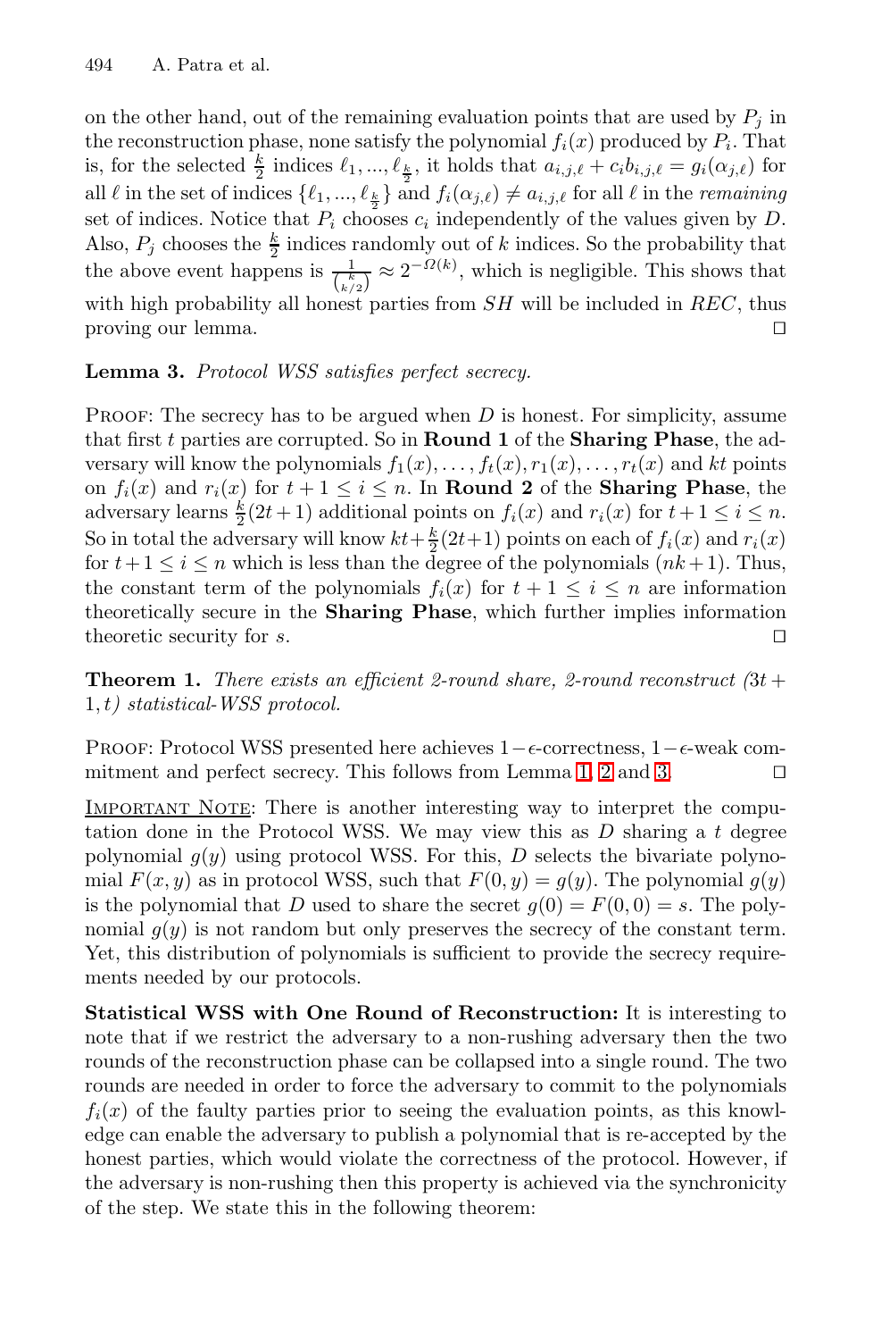on the other hand, out of the remaining evaluation points that are used by $P_j$ in the reconstruction phase, none satisfy the polynomial $f_i(x)$ produced by $P_i$. That is, for the selected $\frac{k}{2}$ indices $\ell_1, ..., \ell_{\frac{k}{2}}$, it holds that $a_{i,j,\ell} + c_i b_{i,j,\ell} = g_i(\alpha_{j,\ell})$ for all $\ell$ in the set of indices $\{\ell_1, ..., \ell_{\frac{k}{2}}\}$ and $f_i(\alpha_{j,\ell}) \neq a_{i,j,\ell}$ for all $\ell$ in the *remaining* set of indices. Notice that $P_i$ chooses $c_i$ independently of the values given by $D$. Also, $P_j$ chooses the $\frac{k}{2}$ indices randomly out of $k$ indices. So the probability that the above event happens is $\frac{1}{\binom{k}{k/2}} \approx 2^{-\Omega(k)}$, which is negligible. This shows that with high probability all honest parties from $SH$ will be included in $REC$, thus proving our lemma. □

**Lemma 3.** *Protocol WSS satisfies perfect secrecy.*

PROOF: The secrecy has to be argued when $D$ is honest. For simplicity, assume that first $t$ parties are corrupted. So in **Round 1** of the **Sharing Phase**, the adversary will know the polynomials $f_1(x), \ldots, f_t(x), r_1(x), \ldots, r_t(x)$ and $kt$ points on $f_i(x)$ and $r_i(x)$ for $t+1 \leq i \leq n$. In **Round 2** of the **Sharing Phase**, the adversary learns $\frac{k}{2}(2t+1)$ additional points on $f_i(x)$ and $r_i(x)$ for $t+1 \leq i \leq n$. So in total the adversary will know $kt + \frac{k}{2}(2t+1)$ points on each of $f_i(x)$ and $r_i(x)$ for $t+1 \leq i \leq n$ which is less than the degree of the polynomials $(nk+1)$. Thus, the constant term of the polynomials $f_i(x)$ for $t+1 \leq i \leq n$ are information theoretically secure in the **Sharing Phase**, which further implies information theoretic security for $s$. □

**Theorem 1.** *There exists an efficient 2-round share, 2-round reconstruct $(3t+1, t)$ statistical-WSS protocol.*

PROOF: Protocol WSS presented here achieves $1-\epsilon$-correctness, $1-\epsilon$-weak commitment and perfect secrecy. This follows from Lemma 1, 2 and 3. □

IMPORTANT NOTE: There is another interesting way to interpret the computation done in the Protocol WSS. We may view this as $D$ sharing a $t$ degree polynomial $g(y)$ using protocol WSS. For this, $D$ selects the bivariate polynomial $F(x, y)$ as in protocol WSS, such that $F(0, y) = g(y)$. The polynomial $g(y)$ is the polynomial that $D$ used to share the secret $g(0) = F(0, 0) = s$. The polynomial $g(y)$ is not random but only preserves the secrecy of the constant term. Yet, this distribution of polynomials is sufficient to provide the secrecy requirements needed by our protocols.

**Statistical WSS with One Round of Reconstruction:** It is interesting to note that if we restrict the adversary to a non-rushing adversary then the two rounds of the reconstruction phase can be collapsed into a single round. The two rounds are needed in order to force the adversary to commit to the polynomials $f_i(x)$ of the faulty parties prior to seeing the evaluation points, as this knowledge can enable the adversary to publish a polynomial that is re-accepted by the honest parties, which would violate the correctness of the protocol. However, if the adversary is non-rushing then this property is achieved via the synchronicity of the step. We state this in the following theorem: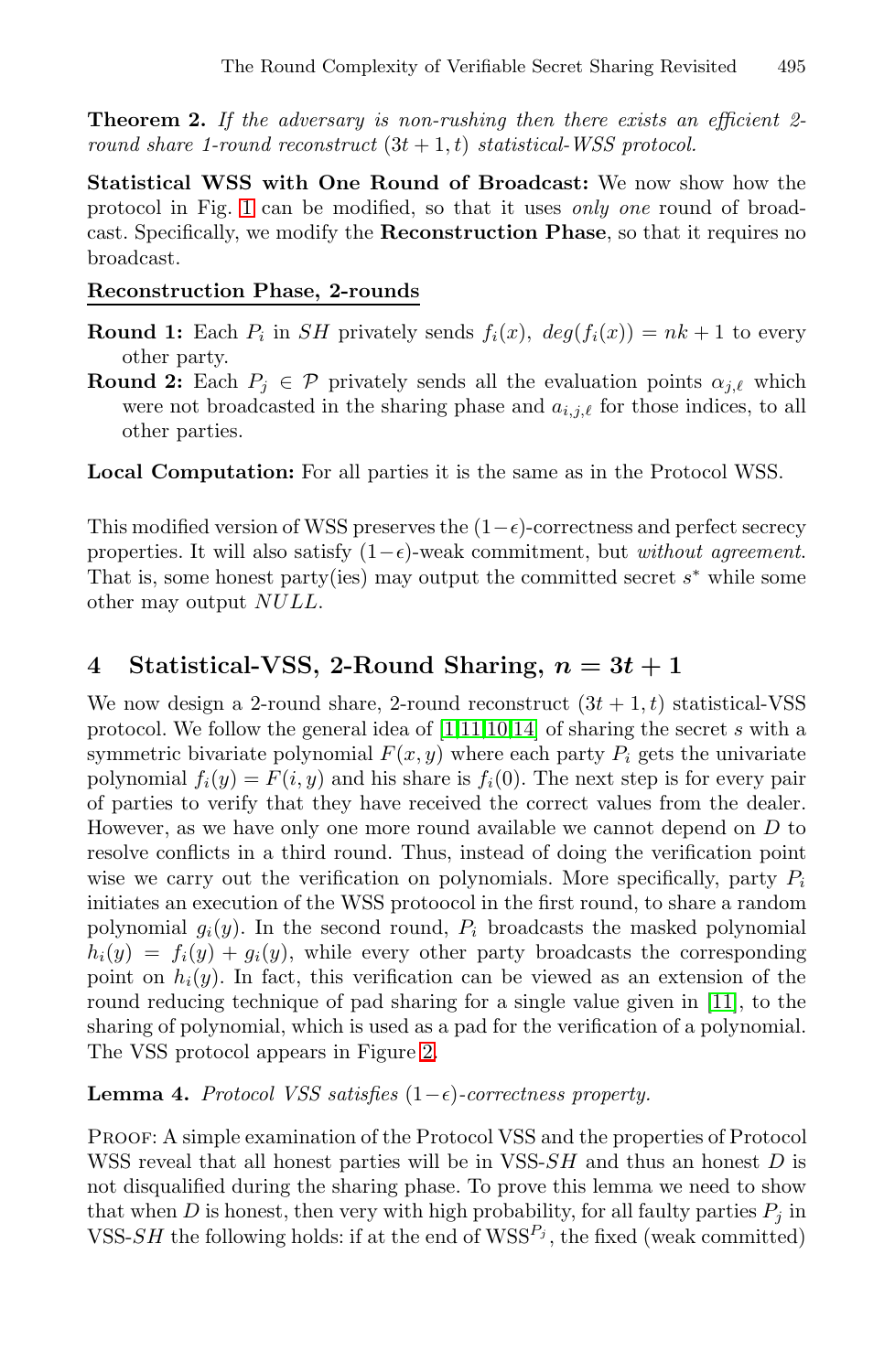**Theorem 2.** *If the adversary is non-rushing then there exists an efficient 2-round share 1-round reconstruct* $(3t + 1, t)$ *statistical-WSS protocol.*

**Statistical WSS with One Round of Broadcast:** We now show how the protocol in Fig. 1 can be modified, so that it uses *only one* round of broadcast. Specifically, we modify the **Reconstruction Phase**, so that it requires no broadcast.

**Reconstruction Phase, 2-rounds**

**Round 1:** Each $P_i$ in $SH$ privately sends $f_i(x)$, $deg(f_i(x)) = nk + 1$ to every other party.

**Round 2:** Each $P_j \in \mathcal{P}$ privately sends all the evaluation points $\alpha_{j,\ell}$ which were not broadcasted in the sharing phase and $a_{i,j,\ell}$ for those indices, to all other parties.

**Local Computation:** For all parties it is the same as in the Protocol WSS.

This modified version of WSS preserves the $(1-\epsilon)$-correctness and perfect secrecy properties. It will also satisfy $(1-\epsilon)$-weak commitment, but *without agreement*. That is, some honest party(ies) may output the committed secret $s^*$ while some other may output $NULL$.

## 4 Statistical-VSS, 2-Round Sharing, $n = 3t + 1$

We now design a 2-round share, 2-round reconstruct $(3t + 1, t)$ statistical-VSS protocol. We follow the general idea of [1,11,10,14] of sharing the secret $s$ with a symmetric bivariate polynomial $F(x, y)$ where each party $P_i$ gets the univariate polynomial $f_i(y) = F(i, y)$ and his share is $f_i(0)$. The next step is for every pair of parties to verify that they have received the correct values from the dealer. However, as we have only one more round available we cannot depend on $D$ to resolve conflicts in a third round. Thus, instead of doing the verification point wise we carry out the verification on polynomials. More specifically, party $P_i$ initiates an execution of the WSS protoocol in the first round, to share a random polynomial $g_i(y)$. In the second round, $P_i$ broadcasts the masked polynomial $h_i(y) = f_i(y) + g_i(y)$, while every other party broadcasts the corresponding point on $h_i(y)$. In fact, this verification can be viewed as an extension of the round reducing technique of pad sharing for a single value given in [11], to the sharing of polynomial, which is used as a pad for the verification of a polynomial. The VSS protocol appears in Figure 2.

**Lemma 4.** *Protocol VSS satisfies* $(1-\epsilon)$*-correctness property.*

PROOF: A simple examination of the Protocol VSS and the properties of Protocol WSS reveal that all honest parties will be in VSS-$SH$ and thus an honest $D$ is not disqualified during the sharing phase. To prove this lemma we need to show that when $D$ is honest, then very with high probability, for all faulty parties $P_j$ in VSS-$SH$ the following holds: if at the end of WSS$^{P_j}$, the fixed (weak committed)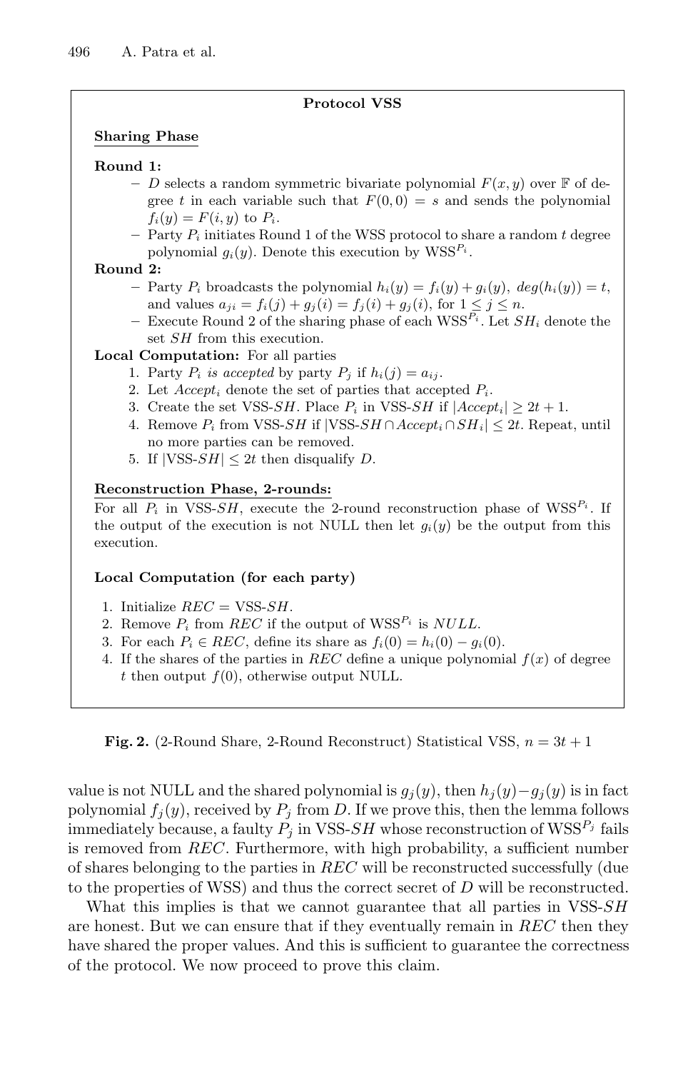**Protocol VSS**

**Sharing Phase**

**Round 1:**

- $D$ selects a random symmetric bivariate polynomial $F(x, y)$ over $\mathbb{F}$ of degree $t$ in each variable such that $F(0, 0) = s$ and sends the polynomial $f_i(y) = F(i, y)$ to $P_i$.
- Party $P_i$ initiates Round 1 of the WSS protocol to share a random $t$ degree polynomial $g_i(y)$. Denote this execution by WSS$^{P_i}$.

**Round 2:**

- Party $P_i$ broadcasts the polynomial $h_i(y) = f_i(y) + g_i(y)$, $deg(h_i(y)) = t$, and values $a_{ji} = f_i(j) + g_j(i) = f_j(i) + g_j(i)$, for $1 \leq j \leq n$.
- Execute Round 2 of the sharing phase of each WSS$^{P_i}$. Let $SH_i$ denote the set $SH$ from this execution.

**Local Computation:** For all parties

1. Party $P_i$ *is accepted* by party $P_j$ if $h_i(j) = a_{ij}$.
2. Let $Accept_i$ denote the set of parties that accepted $P_i$.
3. Create the set VSS-$SH$. Place $P_i$ in VSS-$SH$ if $|Accept_i| \geq 2t + 1$.
4. Remove $P_i$ from VSS-$SH$ if $|\text{VSS-}SH \cap Accept_i \cap SH_i| \leq 2t$. Repeat, until no more parties can be removed.
5. If $|\text{VSS-}SH| \leq 2t$ then disqualify $D$.

**Reconstruction Phase, 2-rounds:**

For all $P_i$ in VSS-$SH$, execute the 2-round reconstruction phase of WSS$^{P_i}$. If the output of the execution is not NULL then let $g_i(y)$ be the output from this execution.

**Local Computation (for each party)**

1. Initialize $REC = \text{VSS-}SH$.
2. Remove $P_i$ from $REC$ if the output of WSS$^{P_i}$ is $NULL$.
3. For each $P_i \in REC$, define its share as $f_i(0) = h_i(0) - g_i(0)$.
4. If the shares of the parties in $REC$ define a unique polynomial $f(x)$ of degree $t$ then output $f(0)$, otherwise output NULL.

**Fig. 2.** (2-Round Share, 2-Round Reconstruct) Statistical VSS, $n = 3t + 1$

value is not NULL and the shared polynomial is $g_j(y)$, then $h_j(y) - g_j(y)$ is in fact polynomial $f_j(y)$, received by $P_j$ from $D$. If we prove this, then the lemma follows immediately because, a faulty $P_j$ in VSS-$SH$ whose reconstruction of WSS$^{P_j}$ fails is removed from $REC$. Furthermore, with high probability, a sufficient number of shares belonging to the parties in $REC$ will be reconstructed successfully (due to the properties of WSS) and thus the correct secret of $D$ will be reconstructed.

What this implies is that we cannot guarantee that all parties in VSS-$SH$ are honest. But we can ensure that if they eventually remain in $REC$ then they have shared the proper values. And this is sufficient to guarantee the correctness of the protocol. We now proceed to prove this claim.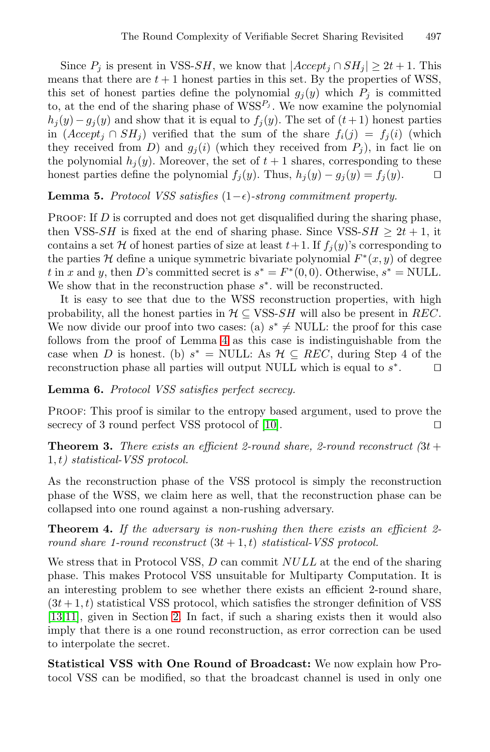Since $P_j$ is present in VSS-$SH$, we know that $|Accept_j \cap SH_j| \geq 2t+1$. This means that there are $t+1$ honest parties in this set. By the properties of WSS, this set of honest parties define the polynomial $g_j(y)$ which $P_j$ is committed to, at the end of the sharing phase of WSS$^{P_j}$. We now examine the polynomial $h_j(y) - g_j(y)$ and show that it is equal to $f_j(y)$. The set of $(t+1)$ honest parties in $(Accept_j \cap SH_j)$ verified that the sum of the share $f_i(j) = f_j(i)$ (which they received from $D$) and $g_j(i)$ (which they received from $P_j$), in fact lie on the polynomial $h_j(y)$. Moreover, the set of $t+1$ shares, corresponding to these honest parties define the polynomial $f_j(y)$. Thus, $h_j(y) - g_j(y) = f_j(y)$. □

**Lemma 5.** *Protocol VSS satisfies* $(1-\epsilon)$*-strong commitment property.*

Proof: If $D$ is corrupted and does not get disqualified during the sharing phase, then VSS-$SH$ is fixed at the end of sharing phase. Since VSS-$SH \geq 2t+1$, it contains a set $\mathcal{H}$ of honest parties of size at least $t+1$. If $f_j(y)$'s corresponding to the parties $\mathcal{H}$ define a unique symmetric bivariate polynomial $F^*(x,y)$ of degree $t$ in $x$ and $y$, then $D$'s committed secret is $s^* = F^*(0,0)$. Otherwise, $s^* =$ NULL. We show that in the reconstruction phase $s^*$. will be reconstructed.

It is easy to see that due to the WSS reconstruction properties, with high probability, all the honest parties in $\mathcal{H} \subseteq$ VSS-$SH$ will also be present in $REC$. We now divide our proof into two cases: (a) $s^* \neq$ NULL: the proof for this case follows from the proof of Lemma 4 as this case is indistinguishable from the case when $D$ is honest. (b) $s^* =$ NULL: As $\mathcal{H} \subseteq REC$, during Step 4 of the reconstruction phase all parties will output NULL which is equal to $s^*$. □

**Lemma 6.** *Protocol VSS satisfies perfect secrecy.*

Proof: This proof is similar to the entropy based argument, used to prove the secrecy of 3 round perfect VSS protocol of [10]. □

**Theorem 3.** *There exists an efficient 2-round share, 2-round reconstruct* $(3t+1,t)$ *statistical-VSS protocol.*

As the reconstruction phase of the VSS protocol is simply the reconstruction phase of the WSS, we claim here as well, that the reconstruction phase can be collapsed into one round against a non-rushing adversary.

**Theorem 4.** *If the adversary is non-rushing then there exists an efficient 2-round share 1-round reconstruct* $(3t+1,t)$ *statistical-VSS protocol.*

We stress that in Protocol VSS, $D$ can commit $NULL$ at the end of the sharing phase. This makes Protocol VSS unsuitable for Multiparty Computation. It is an interesting problem to see whether there exists an efficient 2-round share, $(3t+1,t)$ statistical VSS protocol, which satisfies the stronger definition of VSS [13,11], given in Section 2. In fact, if such a sharing exists then it would also imply that there is a one round reconstruction, as error correction can be used to interpolate the secret.

**Statistical VSS with One Round of Broadcast:** We now explain how Protocol VSS can be modified, so that the broadcast channel is used in only one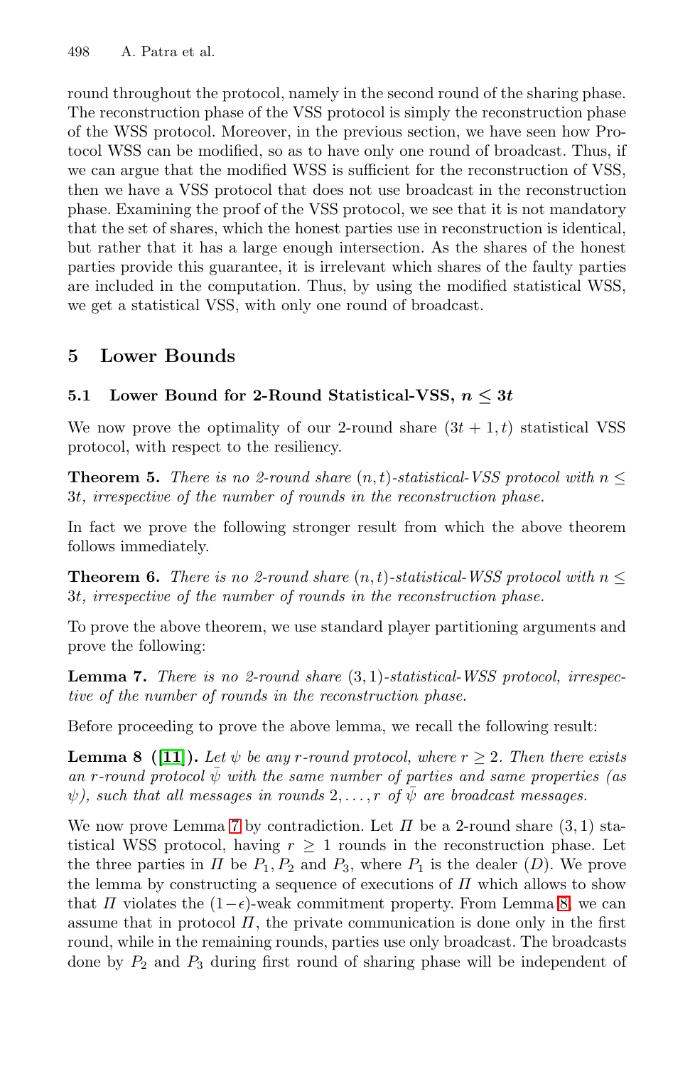round throughout the protocol, namely in the second round of the sharing phase. The reconstruction phase of the VSS protocol is simply the reconstruction phase of the WSS protocol. Moreover, in the previous section, we have seen how Protocol WSS can be modified, so as to have only one round of broadcast. Thus, if we can argue that the modified WSS is sufficient for the reconstruction of VSS, then we have a VSS protocol that does not use broadcast in the reconstruction phase. Examining the proof of the VSS protocol, we see that it is not mandatory that the set of shares, which the honest parties use in reconstruction is identical, but rather that it has a large enough intersection. As the shares of the honest parties provide this guarantee, it is irrelevant which shares of the faulty parties are included in the computation. Thus, by using the modified statistical WSS, we get a statistical VSS, with only one round of broadcast.

## 5 Lower Bounds

### 5.1 Lower Bound for 2-Round Statistical-VSS, $n \leq 3t$

We now prove the optimality of our 2-round share $(3t+1, t)$ statistical VSS protocol, with respect to the resiliency.

**Theorem 5.** *There is no 2-round share $(n, t)$-statistical-VSS protocol with $n \leq 3t$, irrespective of the number of rounds in the reconstruction phase.*

In fact we prove the following stronger result from which the above theorem follows immediately.

**Theorem 6.** *There is no 2-round share $(n, t)$-statistical-WSS protocol with $n \leq 3t$, irrespective of the number of rounds in the reconstruction phase.*

To prove the above theorem, we use standard player partitioning arguments and prove the following:

**Lemma 7.** *There is no 2-round share $(3, 1)$-statistical-WSS protocol, irrespective of the number of rounds in the reconstruction phase.*

Before proceeding to prove the above lemma, we recall the following result:

**Lemma 8 ([11]).** *Let $\psi$ be any $r$-round protocol, where $r \geq 2$. Then there exists an $r$-round protocol $\bar{\psi}$ with the same number of parties and same properties (as $\psi$), such that all messages in rounds $2, \ldots, r$ of $\bar{\psi}$ are broadcast messages.*

We now prove Lemma 7 by contradiction. Let $\Pi$ be a 2-round share $(3, 1)$ statistical WSS protocol, having $r \geq 1$ rounds in the reconstruction phase. Let the three parties in $\Pi$ be $P_1, P_2$ and $P_3$, where $P_1$ is the dealer $(D)$. We prove the lemma by constructing a sequence of executions of $\Pi$ which allows to show that $\Pi$ violates the $(1-\epsilon)$-weak commitment property. From Lemma 8, we can assume that in protocol $\Pi$, the private communication is done only in the first round, while in the remaining rounds, parties use only broadcast. The broadcasts done by $P_2$ and $P_3$ during first round of sharing phase will be independent of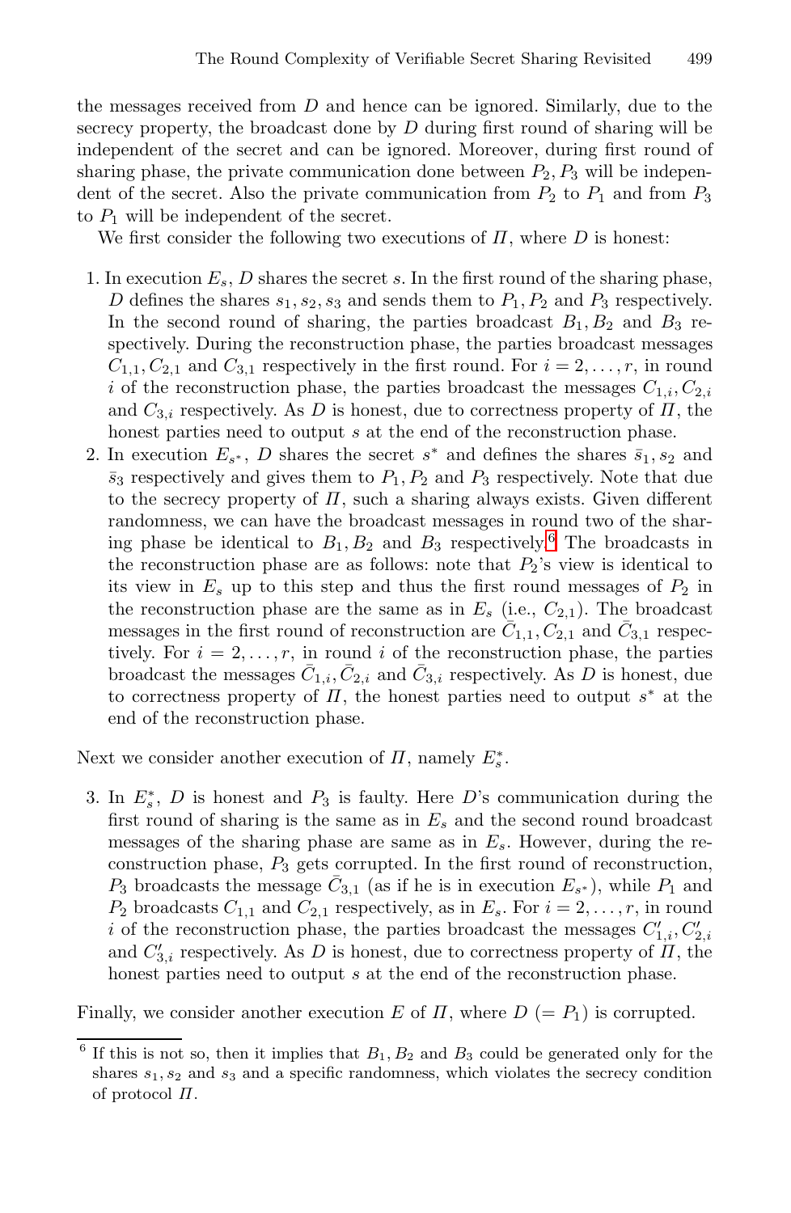the messages received from $D$ and hence can be ignored. Similarly, due to the secrecy property, the broadcast done by $D$ during first round of sharing will be independent of the secret and can be ignored. Moreover, during first round of sharing phase, the private communication done between $P_2, P_3$ will be independent of the secret. Also the private communication from $P_2$ to $P_1$ and from $P_3$ to $P_1$ will be independent of the secret.

We first consider the following two executions of $\Pi$, where $D$ is honest:

1. In execution $E_s$, $D$ shares the secret $s$. In the first round of the sharing phase, $D$ defines the shares $s_1, s_2, s_3$ and sends them to $P_1, P_2$ and $P_3$ respectively. In the second round of sharing, the parties broadcast $B_1, B_2$ and $B_3$ respectively. During the reconstruction phase, the parties broadcast messages $C_{1,1}, C_{2,1}$ and $C_{3,1}$ respectively in the first round. For $i = 2, \ldots, r$, in round $i$ of the reconstruction phase, the parties broadcast the messages $C_{1,i}, C_{2,i}$ and $C_{3,i}$ respectively. As $D$ is honest, due to correctness property of $\Pi$, the honest parties need to output $s$ at the end of the reconstruction phase.
2. In execution $E_{s^*}$, $D$ shares the secret $s^*$ and defines the shares $\bar{s}_1, s_2$ and $\bar{s}_3$ respectively and gives them to $P_1, P_2$ and $P_3$ respectively. Note that due to the secrecy property of $\Pi$, such a sharing always exists. Given different randomness, we can have the broadcast messages in round two of the sharing phase be identical to $B_1, B_2$ and $B_3$ respectively.[6] The broadcasts in the reconstruction phase are as follows: note that $P_2$'s view is identical to its view in $E_s$ up to this step and thus the first round messages of $P_2$ in the reconstruction phase are the same as in $E_s$ (i.e., $C_{2,1}$). The broadcast messages in the first round of reconstruction are $\bar{C}_{1,1}, C_{2,1}$ and $\bar{C}_{3,1}$ respectively. For $i = 2, \ldots, r$, in round $i$ of the reconstruction phase, the parties broadcast the messages $\bar{C}_{1,i}, \bar{C}_{2,i}$ and $\bar{C}_{3,i}$ respectively. As $D$ is honest, due to correctness property of $\Pi$, the honest parties need to output $s^*$ at the end of the reconstruction phase.

Next we consider another execution of $\Pi$, namely $E_s^*$.

3. In $E_s^*$, $D$ is honest and $P_3$ is faulty. Here $D$'s communication during the first round of sharing is the same as in $E_s$ and the second round broadcast messages of the sharing phase are same as in $E_s$. However, during the reconstruction phase, $P_3$ gets corrupted. In the first round of reconstruction, $P_3$ broadcasts the message $\bar{C}_{3,1}$ (as if he is in execution $E_{s^*}$), while $P_1$ and $P_2$ broadcasts $C_{1,1}$ and $C_{2,1}$ respectively, as in $E_s$. For $i = 2, \ldots, r$, in round $i$ of the reconstruction phase, the parties broadcast the messages $C'_{1,i}, C'_{2,i}$ and $C'_{3,i}$ respectively. As $D$ is honest, due to correctness property of $\Pi$, the honest parties need to output $s$ at the end of the reconstruction phase.

Finally, we consider another execution $E$ of $\Pi$, where $D$ $(= P_1)$ is corrupted.

[6] If this is not so, then it implies that $B_1, B_2$ and $B_3$ could be generated only for the shares $s_1, s_2$ and $s_3$ and a specific randomness, which violates the secrecy condition of protocol $\Pi$.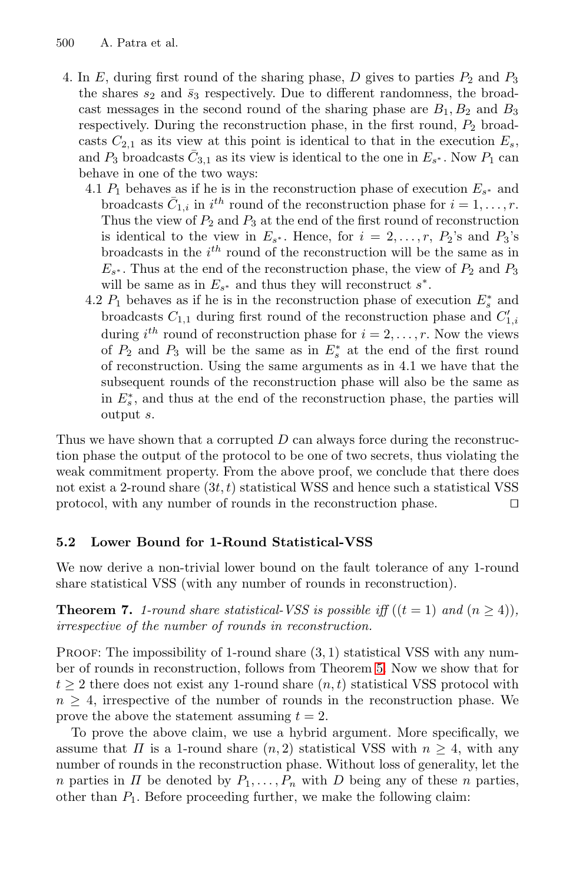4. In $E$, during first round of the sharing phase, $D$ gives to parties $P_2$ and $P_3$ the shares $s_2$ and $\bar{s}_3$ respectively. Due to different randomness, the broadcast messages in the second round of the sharing phase are $B_1, B_2$ and $B_3$ respectively. During the reconstruction phase, in the first round, $P_2$ broadcasts $C_{2,1}$ as its view at this point is identical to that in the execution $E_s$, and $P_3$ broadcasts $\bar{C}_{3,1}$ as its view is identical to the one in $E_{s^*}$. Now $P_1$ can behave in one of the two ways:
   - 4.1 $P_1$ behaves as if he is in the reconstruction phase of execution $E_{s^*}$ and broadcasts $\bar{C}_{1,i}$ in $i^{th}$ round of the reconstruction phase for $i = 1, \ldots, r$. Thus the view of $P_2$ and $P_3$ at the end of the first round of reconstruction is identical to the view in $E_{s^*}$. Hence, for $i = 2, \ldots, r$, $P_2$'s and $P_3$'s broadcasts in the $i^{th}$ round of the reconstruction will be the same as in $E_{s^*}$. Thus at the end of the reconstruction phase, the view of $P_2$ and $P_3$ will be same as in $E_{s^*}$ and thus they will reconstruct $s^*$.
   - 4.2 $P_1$ behaves as if he is in the reconstruction phase of execution $E^*_s$ and broadcasts $C_{1,1}$ during first round of the reconstruction phase and $C'_{1,i}$ during $i^{th}$ round of reconstruction phase for $i = 2, \ldots, r$. Now the views of $P_2$ and $P_3$ will be the same as in $E^*_s$ at the end of the first round of reconstruction. Using the same arguments as in 4.1 we have that the subsequent rounds of the reconstruction phase will also be the same as in $E^*_s$, and thus at the end of the reconstruction phase, the parties will output $s$.

Thus we have shown that a corrupted $D$ can always force during the reconstruction phase the output of the protocol to be one of two secrets, thus violating the weak commitment property. From the above proof, we conclude that there does not exist a 2-round share $(3t, t)$ statistical WSS and hence such a statistical VSS protocol, with any number of rounds in the reconstruction phase. □

### 5.2 Lower Bound for 1-Round Statistical-VSS

We now derive a non-trivial lower bound on the fault tolerance of any 1-round share statistical VSS (with any number of rounds in reconstruction).

**Theorem 7.** *1-round share statistical-VSS is possible iff $((t = 1)$ and $(n \geq 4))$, irrespective of the number of rounds in reconstruction.*

Proof: The impossibility of 1-round share $(3, 1)$ statistical VSS with any number of rounds in reconstruction, follows from Theorem 5. Now we show that for $t \geq 2$ there does not exist any 1-round share $(n, t)$ statistical VSS protocol with $n \geq 4$, irrespective of the number of rounds in the reconstruction phase. We prove the above the statement assuming $t = 2$.

To prove the above claim, we use a hybrid argument. More specifically, we assume that $\Pi$ is a 1-round share $(n, 2)$ statistical VSS with $n \geq 4$, with any number of rounds in the reconstruction phase. Without loss of generality, let the $n$ parties in $\Pi$ be denoted by $P_1, \ldots, P_n$ with $D$ being any of these $n$ parties, other than $P_1$. Before proceeding further, we make the following claim: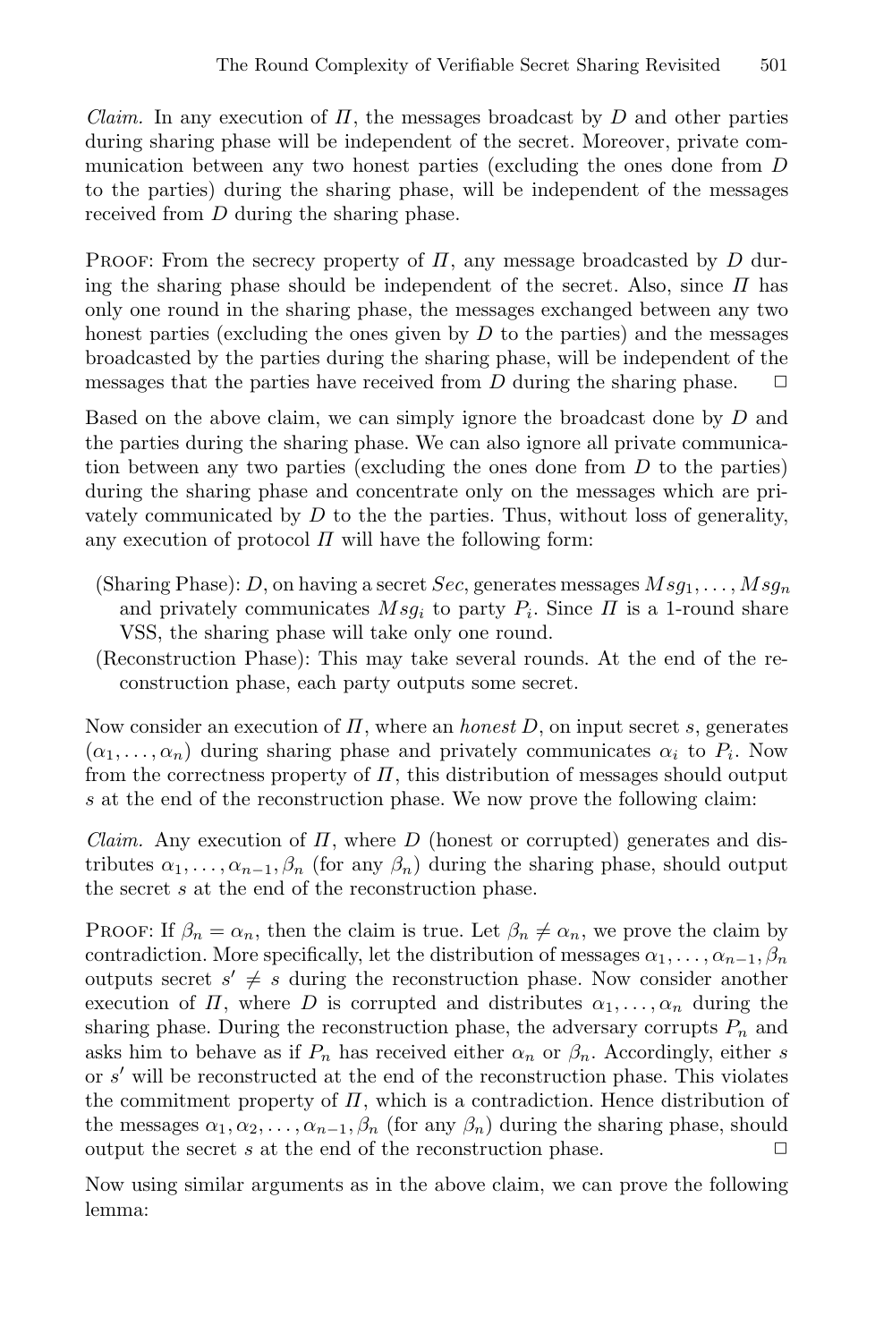*Claim.* In any execution of $\Pi$, the messages broadcast by $D$ and other parties during sharing phase will be independent of the secret. Moreover, private communication between any two honest parties (excluding the ones done from $D$ to the parties) during the sharing phase, will be independent of the messages received from $D$ during the sharing phase.

PROOF: From the secrecy property of $\Pi$, any message broadcasted by $D$ during the sharing phase should be independent of the secret. Also, since $\Pi$ has only one round in the sharing phase, the messages exchanged between any two honest parties (excluding the ones given by $D$ to the parties) and the messages broadcasted by the parties during the sharing phase, will be independent of the messages that the parties have received from $D$ during the sharing phase. □

Based on the above claim, we can simply ignore the broadcast done by $D$ and the parties during the sharing phase. We can also ignore all private communication between any two parties (excluding the ones done from $D$ to the parties) during the sharing phase and concentrate only on the messages which are privately communicated by $D$ to the the parties. Thus, without loss of generality, any execution of protocol $\Pi$ will have the following form:

- (Sharing Phase): $D$, on having a secret $Sec$, generates messages $Msg_1, \ldots, Msg_n$ and privately communicates $Msg_i$ to party $P_i$. Since $\Pi$ is a 1-round share VSS, the sharing phase will take only one round.
- (Reconstruction Phase): This may take several rounds. At the end of the reconstruction phase, each party outputs some secret.

Now consider an execution of $\Pi$, where an *honest* $D$, on input secret $s$, generates $(\alpha_1, \ldots, \alpha_n)$ during sharing phase and privately communicates $\alpha_i$ to $P_i$. Now from the correctness property of $\Pi$, this distribution of messages should output $s$ at the end of the reconstruction phase. We now prove the following claim:

*Claim.* Any execution of $\Pi$, where $D$ (honest or corrupted) generates and distributes $\alpha_1, \ldots, \alpha_{n-1}, \beta_n$ (for any $\beta_n$) during the sharing phase, should output the secret $s$ at the end of the reconstruction phase.

PROOF: If $\beta_n = \alpha_n$, then the claim is true. Let $\beta_n \neq \alpha_n$, we prove the claim by contradiction. More specifically, let the distribution of messages $\alpha_1, \ldots, \alpha_{n-1}, \beta_n$ outputs secret $s' \neq s$ during the reconstruction phase. Now consider another execution of $\Pi$, where $D$ is corrupted and distributes $\alpha_1, \ldots, \alpha_n$ during the sharing phase. During the reconstruction phase, the adversary corrupts $P_n$ and asks him to behave as if $P_n$ has received either $\alpha_n$ or $\beta_n$. Accordingly, either $s$ or $s'$ will be reconstructed at the end of the reconstruction phase. This violates the commitment property of $\Pi$, which is a contradiction. Hence distribution of the messages $\alpha_1, \alpha_2, \ldots, \alpha_{n-1}, \beta_n$ (for any $\beta_n$) during the sharing phase, should output the secret $s$ at the end of the reconstruction phase. □

Now using similar arguments as in the above claim, we can prove the following lemma: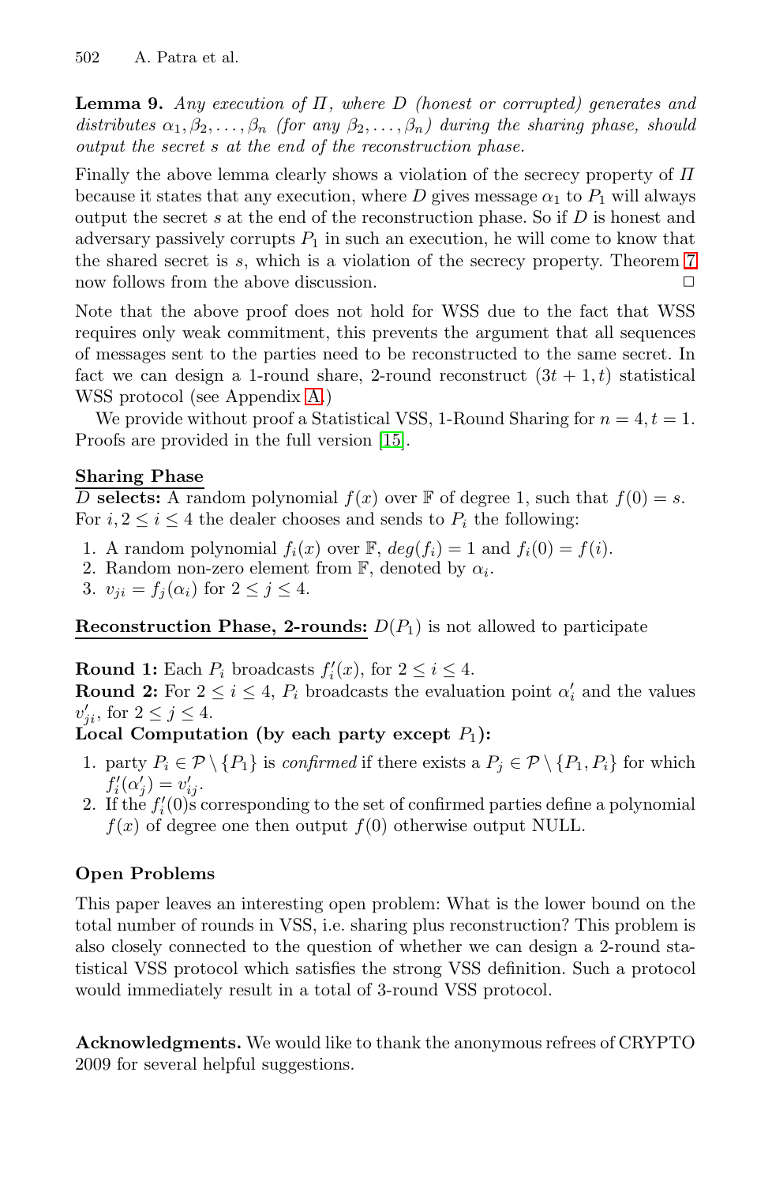**Lemma 9.** *Any execution of $\Pi$, where $D$ (honest or corrupted) generates and distributes $\alpha_1, \beta_2, \ldots, \beta_n$ (for any $\beta_2, \ldots, \beta_n$) during the sharing phase, should output the secret $s$ at the end of the reconstruction phase.*

Finally the above lemma clearly shows a violation of the secrecy property of $\Pi$ because it states that any execution, where $D$ gives message $\alpha_1$ to $P_1$ will always output the secret $s$ at the end of the reconstruction phase. So if $D$ is honest and adversary passively corrupts $P_1$ in such an execution, he will come to know that the shared secret is $s$, which is a violation of the secrecy property. Theorem 7 now follows from the above discussion. □

Note that the above proof does not hold for WSS due to the fact that WSS requires only weak commitment, this prevents the argument that all sequences of messages sent to the parties need to be reconstructed to the same secret. In fact we can design a 1-round share, 2-round reconstruct $(3t+1, t)$ statistical WSS protocol (see Appendix A.)

We provide without proof a Statistical VSS, 1-Round Sharing for $n = 4, t = 1$. Proofs are provided in the full version [15].

**Sharing Phase**

**$D$ selects:** A random polynomial $f(x)$ over $\mathbb{F}$ of degree 1, such that $f(0) = s$. For $i, 2 \leq i \leq 4$ the dealer chooses and sends to $P_i$ the following:

1. A random polynomial $f_i(x)$ over $\mathbb{F}$, $deg(f_i) = 1$ and $f_i(0) = f(i)$.
2. Random non-zero element from $\mathbb{F}$, denoted by $\alpha_i$.
3. $v_{ji} = f_j(\alpha_i)$ for $2 \leq j \leq 4$.

**Reconstruction Phase, 2-rounds:** $D(P_1)$ is not allowed to participate

**Round 1:** Each $P_i$ broadcasts $f'_i(x)$, for $2 \leq i \leq 4$.
**Round 2:** For $2 \leq i \leq 4$, $P_i$ broadcasts the evaluation point $\alpha'_i$ and the values $v'_{ji}$, for $2 \leq j \leq 4$.

**Local Computation (by each party except $P_1$):**

1. party $P_i \in \mathcal{P} \setminus \{P_1\}$ is *confirmed* if there exists a $P_j \in \mathcal{P} \setminus \{P_1, P_i\}$ for which $f'_i(\alpha'_j) = v'_{ij}$.
2. If the $f'_i(0)$s corresponding to the set of confirmed parties define a polynomial $f(x)$ of degree one then output $f(0)$ otherwise output NULL.

**Open Problems**

This paper leaves an interesting open problem: What is the lower bound on the total number of rounds in VSS, i.e. sharing plus reconstruction? This problem is also closely connected to the question of whether we can design a 2-round statistical VSS protocol which satisfies the strong VSS definition. Such a protocol would immediately result in a total of 3-round VSS protocol.

**Acknowledgments.** We would like to thank the anonymous refrees of CRYPTO 2009 for several helpful suggestions.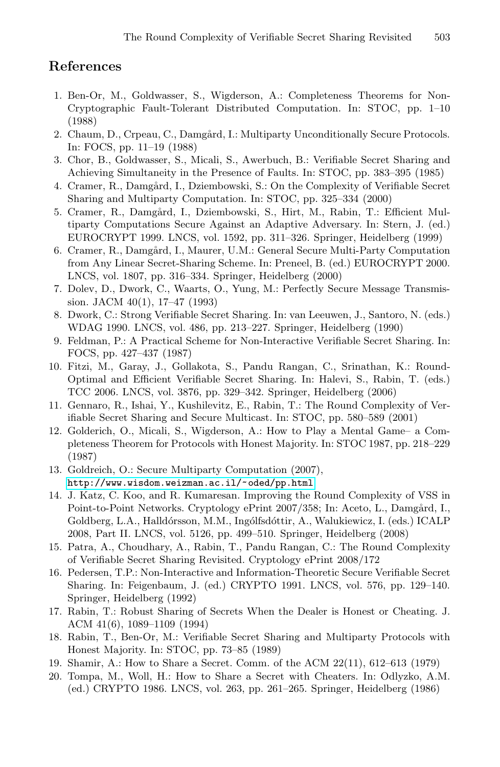## References

1. Ben-Or, M., Goldwasser, S., Wigderson, A.: Completeness Theorems for Non-Cryptographic Fault-Tolerant Distributed Computation. In: STOC, pp. 1–10 (1988)
2. Chaum, D., Crpeau, C., Damgård, I.: Multiparty Unconditionally Secure Protocols. In: FOCS, pp. 11–19 (1988)
3. Chor, B., Goldwasser, S., Micali, S., Awerbuch, B.: Verifiable Secret Sharing and Achieving Simultaneity in the Presence of Faults. In: STOC, pp. 383–395 (1985)
4. Cramer, R., Damgård, I., Dziembowski, S.: On the Complexity of Verifiable Secret Sharing and Multiparty Computation. In: STOC, pp. 325–334 (2000)
5. Cramer, R., Damgård, I., Dziembowski, S., Hirt, M., Rabin, T.: Efficient Multiparty Computations Secure Against an Adaptive Adversary. In: Stern, J. (ed.) EUROCRYPT 1999. LNCS, vol. 1592, pp. 311–326. Springer, Heidelberg (1999)
6. Cramer, R., Damgård, I., Maurer, U.M.: General Secure Multi-Party Computation from Any Linear Secret-Sharing Scheme. In: Preneel, B. (ed.) EUROCRYPT 2000. LNCS, vol. 1807, pp. 316–334. Springer, Heidelberg (2000)
7. Dolev, D., Dwork, C., Waarts, O., Yung, M.: Perfectly Secure Message Transmission. JACM 40(1), 17–47 (1993)
8. Dwork, C.: Strong Verifiable Secret Sharing. In: van Leeuwen, J., Santoro, N. (eds.) WDAG 1990. LNCS, vol. 486, pp. 213–227. Springer, Heidelberg (1990)
9. Feldman, P.: A Practical Scheme for Non-Interactive Verifiable Secret Sharing. In: FOCS, pp. 427–437 (1987)
10. Fitzi, M., Garay, J., Gollakota, S., Pandu Rangan, C., Srinathan, K.: Round-Optimal and Efficient Verifiable Secret Sharing. In: Halevi, S., Rabin, T. (eds.) TCC 2006. LNCS, vol. 3876, pp. 329–342. Springer, Heidelberg (2006)
11. Gennaro, R., Ishai, Y., Kushilevitz, E., Rabin, T.: The Round Complexity of Verifiable Secret Sharing and Secure Multicast. In: STOC, pp. 580–589 (2001)
12. Golderich, O., Micali, S., Wigderson, A.: How to Play a Mental Game– a Completeness Theorem for Protocols with Honest Majority. In: STOC 1987, pp. 218–229 (1987)
13. Goldreich, O.: Secure Multiparty Computation (2007), http://www.wisdom.weizman.ac.il/~oded/pp.html
14. J. Katz, C. Koo, and R. Kumaresan. Improving the Round Complexity of VSS in Point-to-Point Networks. Cryptology ePrint 2007/358; In: Aceto, L., Damgård, I., Goldberg, L.A., Halldórsson, M.M., Ingólfsdóttir, A., Walukiewicz, I. (eds.) ICALP 2008, Part II. LNCS, vol. 5126, pp. 499–510. Springer, Heidelberg (2008)
15. Patra, A., Choudhary, A., Rabin, T., Pandu Rangan, C.: The Round Complexity of Verifiable Secret Sharing Revisited. Cryptology ePrint 2008/172
16. Pedersen, T.P.: Non-Interactive and Information-Theoretic Secure Verifiable Secret Sharing. In: Feigenbaum, J. (ed.) CRYPTO 1991. LNCS, vol. 576, pp. 129–140. Springer, Heidelberg (1992)
17. Rabin, T.: Robust Sharing of Secrets When the Dealer is Honest or Cheating. J. ACM 41(6), 1089–1109 (1994)
18. Rabin, T., Ben-Or, M.: Verifiable Secret Sharing and Multiparty Protocols with Honest Majority. In: STOC, pp. 73–85 (1989)
19. Shamir, A.: How to Share a Secret. Comm. of the ACM 22(11), 612–613 (1979)
20. Tompa, M., Woll, H.: How to Share a Secret with Cheaters. In: Odlyzko, A.M. (ed.) CRYPTO 1986. LNCS, vol. 263, pp. 261–265. Springer, Heidelberg (1986)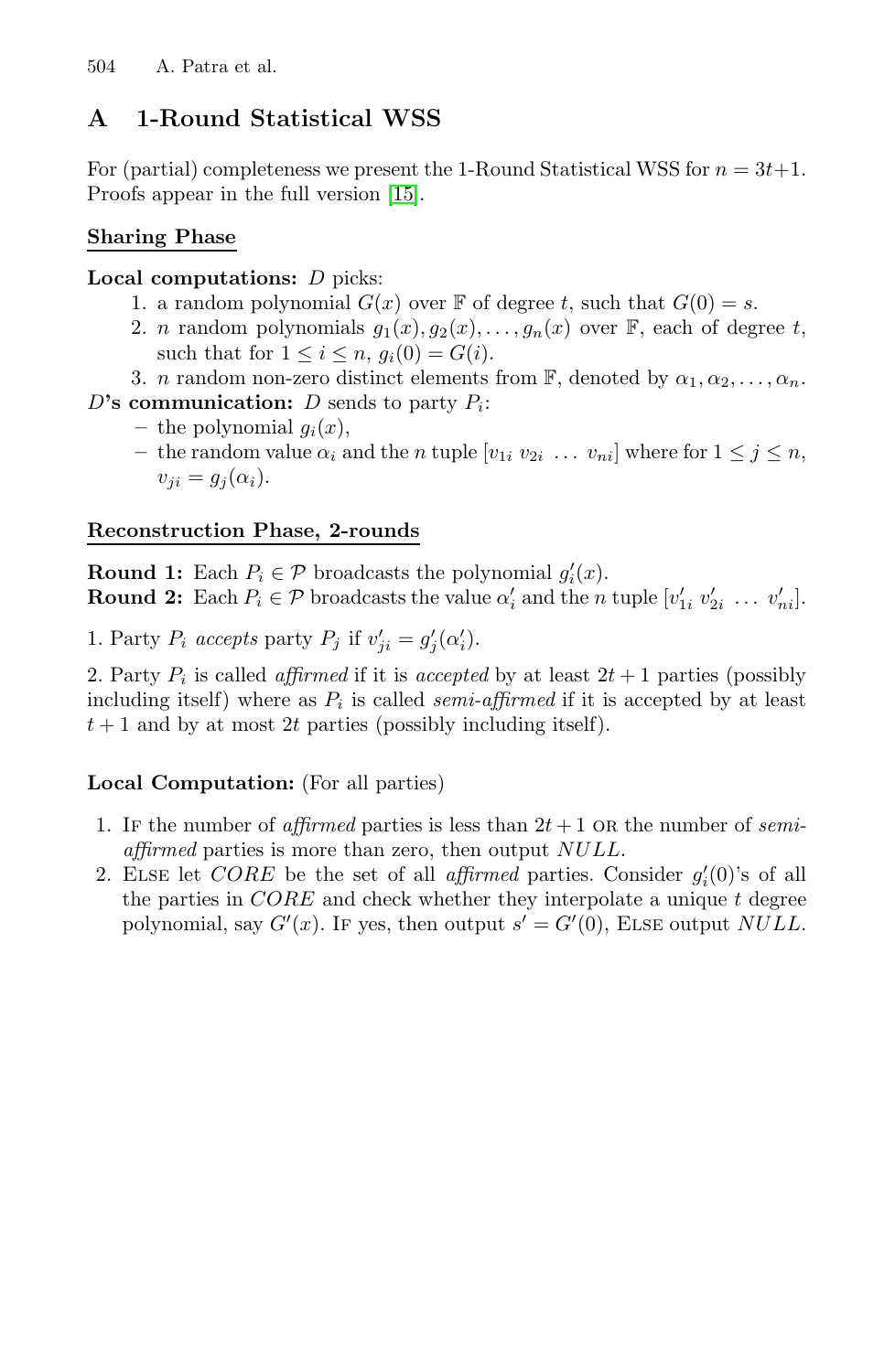## A 1-Round Statistical WSS

For (partial) completeness we present the 1-Round Statistical WSS for $n = 3t+1$. Proofs appear in the full version [15].

**Sharing Phase**

**Local computations:** $D$ picks:

1. a random polynomial $G(x)$ over $\mathbb{F}$ of degree $t$, such that $G(0) = s$.
2. $n$ random polynomials $g_1(x), g_2(x), \ldots, g_n(x)$ over $\mathbb{F}$, each of degree $t$, such that for $1 \le i \le n$, $g_i(0) = G(i)$.
3. $n$ random non-zero distinct elements from $\mathbb{F}$, denoted by $\alpha_1, \alpha_2, \ldots, \alpha_n$.

**$D$'s communication:** $D$ sends to party $P_i$:

- the polynomial $g_i(x)$,
- the random value $\alpha_i$ and the $n$ tuple $[v_{1i}\ v_{2i}\ \ldots\ v_{ni}]$ where for $1 \le j \le n$, $v_{ji} = g_j(\alpha_i)$.

**Reconstruction Phase, 2-rounds**

**Round 1:** Each $P_i \in \mathcal{P}$ broadcasts the polynomial $g'_i(x)$.
**Round 2:** Each $P_i \in \mathcal{P}$ broadcasts the value $\alpha'_i$ and the $n$ tuple $[v'_{1i}\ v'_{2i}\ \ldots\ v'_{ni}]$.

1. Party $P_i$ *accepts* party $P_j$ if $v'_{ji} = g'_j(\alpha'_i)$.

2. Party $P_i$ is called *affirmed* if it is *accepted* by at least $2t+1$ parties (possibly including itself) where as $P_i$ is called *semi-affirmed* if it is accepted by at least $t+1$ and by at most $2t$ parties (possibly including itself).

**Local Computation:** (For all parties)

1. IF the number of *affirmed* parties is less than $2t+1$ OR the number of *semi-affirmed* parties is more than zero, then output $NULL$.
2. ELSE let $CORE$ be the set of all *affirmed* parties. Consider $g'_i(0)$'s of all the parties in $CORE$ and check whether they interpolate a unique $t$ degree polynomial, say $G'(x)$. IF yes, then output $s' = G'(0)$, ELSE output $NULL$.